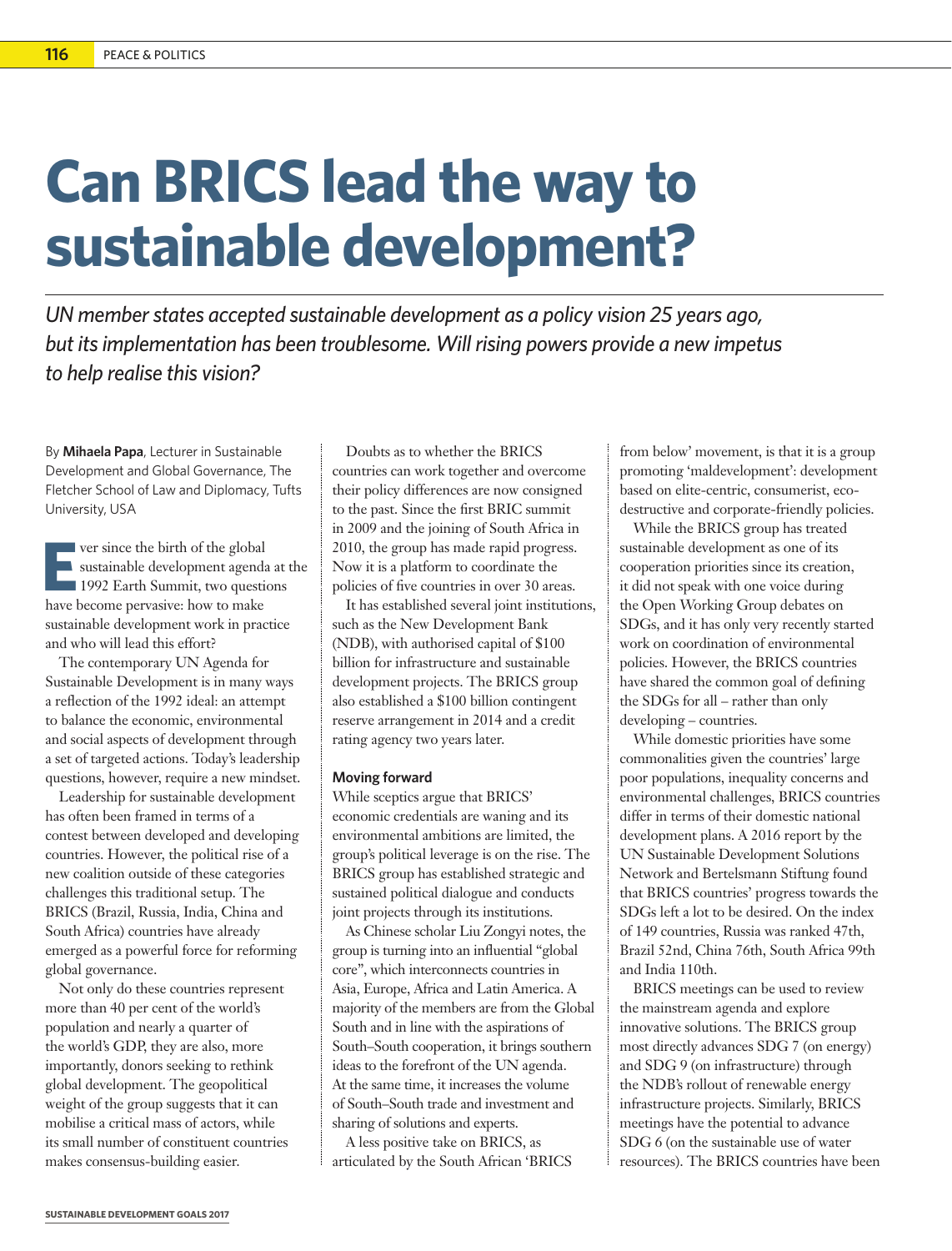# Can BRICS lead the way to sustainable development?

*UN member states accepted sustainable development as a policy vision 25 years ago, but its implementation has been troublesome. Will rising powers provide a new impetus to help realise this vision?*

By **Mihaela Papa**, Lecturer in Sustainable Development and Global Governance, The Fletcher School of Law and Diplomacy, Tufts University, USA

Ever since the birth of the global sustainable development agenda at the 1992 Earth Summit, two questions have become pervasive: how to make sustainable development work in practice and who will lead this effort?

The contemporary UN Agenda for Sustainable Development is in many ways a reflection of the 1992 ideal: an attempt to balance the economic, environmental and social aspects of development through a set of targeted actions. Today's leadership questions, however, require a new mindset.

Leadership for sustainable development has often been framed in terms of a contest between developed and developing countries. However, the political rise of a new coalition outside of these categories challenges this traditional setup. The BRICS (Brazil, Russia, India, China and South Africa) countries have already emerged as a powerful force for reforming global governance.

Not only do these countries represent more than 40 per cent of the world's population and nearly a quarter of the world's GDP, they are also, more importantly, donors seeking to rethink global development. The geopolitical weight of the group suggests that it can mobilise a critical mass of actors, while its small number of constituent countries makes consensus-building easier.

Doubts as to whether the BRICS countries can work together and overcome their policy differences are now consigned to the past. Since the first BRIC summit in 2009 and the joining of South Africa in 2010, the group has made rapid progress. Now it is a platform to coordinate the policies of five countries in over 30 areas.

It has established several joint institutions, such as the New Development Bank (NDB), with authorised capital of $100 billion for infrastructure and sustainable development projects. The BRICS group also established a $100 billion contingent reserve arrangement in 2014 and a credit rating agency two years later.

**Moving forward**

While sceptics argue that BRICS' economic credentials are waning and its environmental ambitions are limited, the group's political leverage is on the rise. The BRICS group has established strategic and sustained political dialogue and conducts joint projects through its institutions.

As Chinese scholar Liu Zongyi notes, the group is turning into an influential "global core", which interconnects countries in Asia, Europe, Africa and Latin America. A majority of the members are from the Global South and in line with the aspirations of South–South cooperation, it brings southern ideas to the forefront of the UN agenda. At the same time, it increases the volume of South–South trade and investment and sharing of solutions and experts.

A less positive take on BRICS, as articulated by the South African 'BRICS from below' movement, is that it is a group promoting 'maldevelopment': development based on elite-centric, consumerist, eco-destructive and corporate-friendly policies.

While the BRICS group has treated sustainable development as one of its cooperation priorities since its creation, it did not speak with one voice during the Open Working Group debates on SDGs, and it has only very recently started work on coordination of environmental policies. However, the BRICS countries have shared the common goal of defining the SDGs for all – rather than only developing – countries.

While domestic priorities have some commonalities given the countries' large poor populations, inequality concerns and environmental challenges, BRICS countries differ in terms of their domestic national development plans. A 2016 report by the UN Sustainable Development Solutions Network and Bertelsmann Stiftung found that BRICS countries' progress towards the SDGs left a lot to be desired. On the index of 149 countries, Russia was ranked 47th, Brazil 52nd, China 76th, South Africa 99th and India 110th.

BRICS meetings can be used to review the mainstream agenda and explore innovative solutions. The BRICS group most directly advances SDG 7 (on energy) and SDG 9 (on infrastructure) through the NDB's rollout of renewable energy infrastructure projects. Similarly, BRICS meetings have the potential to advance SDG 6 (on the sustainable use of water resources). The BRICS countries have been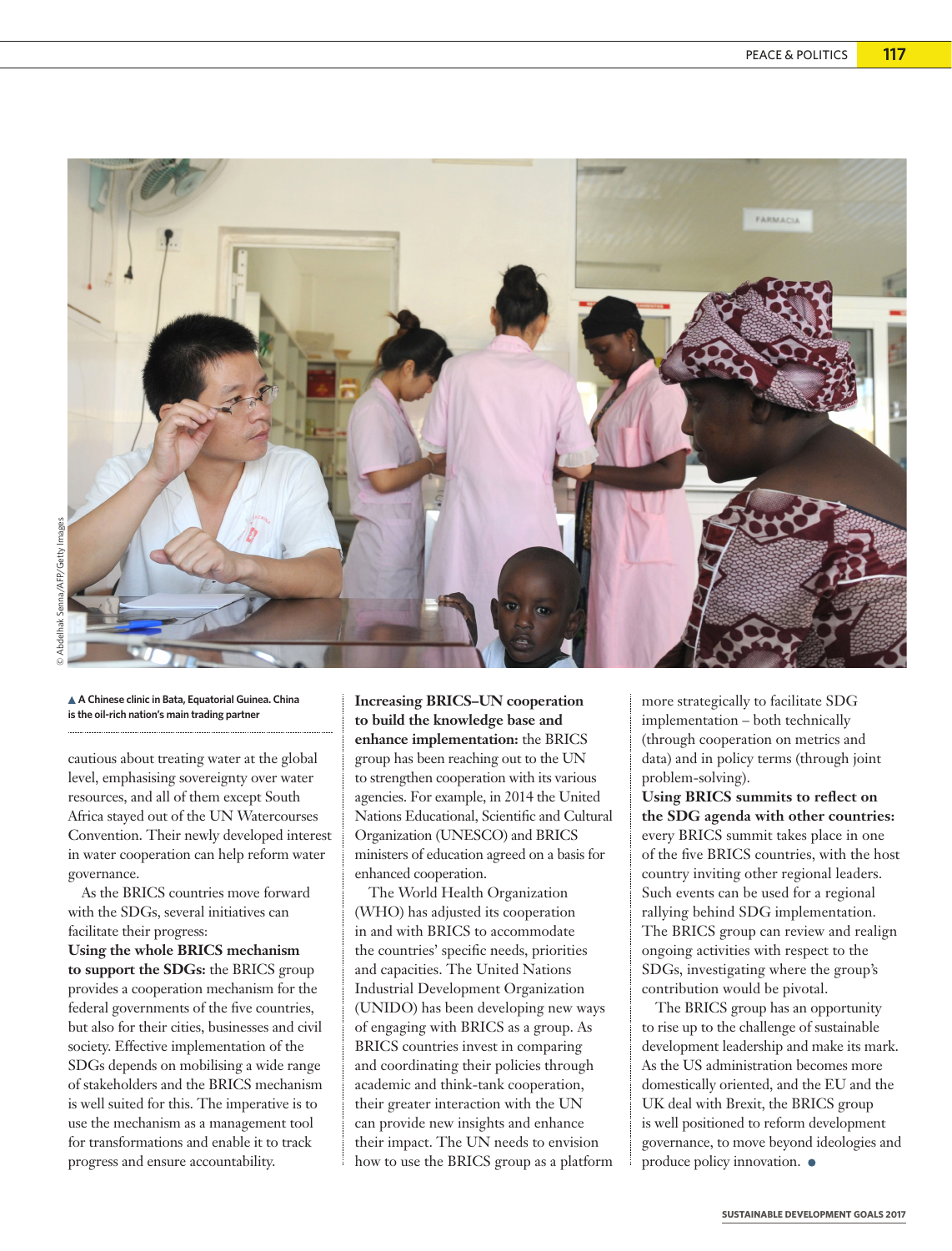▲ A Chinese clinic in Bata, Equatorial Guinea. China is the oil-rich nation's main trading partner

cautious about treating water at the global level, emphasising sovereignty over water resources, and all of them except South Africa stayed out of the UN Watercourses Convention. Their newly developed interest in water cooperation can help reform water governance.

As the BRICS countries move forward with the SDGs, several initiatives can facilitate their progress:

**Using the whole BRICS mechanism to support the SDGs:** the BRICS group provides a cooperation mechanism for the federal governments of the five countries, but also for their cities, businesses and civil society. Effective implementation of the SDGs depends on mobilising a wide range of stakeholders and the BRICS mechanism is well suited for this. The imperative is to use the mechanism as a management tool for transformations and enable it to track progress and ensure accountability.

**Increasing BRICS–UN cooperation to build the knowledge base and enhance implementation:** the BRICS group has been reaching out to the UN to strengthen cooperation with its various agencies. For example, in 2014 the United Nations Educational, Scientific and Cultural Organization (UNESCO) and BRICS ministers of education agreed on a basis for enhanced cooperation.

The World Health Organization (WHO) has adjusted its cooperation in and with BRICS to accommodate the countries' specific needs, priorities and capacities. The United Nations Industrial Development Organization (UNIDO) has been developing new ways of engaging with BRICS as a group. As BRICS countries invest in comparing and coordinating their policies through academic and think-tank cooperation, their greater interaction with the UN can provide new insights and enhance their impact. The UN needs to envision how to use the BRICS group as a platform more strategically to facilitate SDG implementation – both technically (through cooperation on metrics and data) and in policy terms (through joint problem-solving).

**Using BRICS summits to reflect on the SDG agenda with other countries:** every BRICS summit takes place in one of the five BRICS countries, with the host country inviting other regional leaders. Such events can be used for a regional rallying behind SDG implementation. The BRICS group can review and realign ongoing activities with respect to the SDGs, investigating where the group's contribution would be pivotal.

The BRICS group has an opportunity to rise up to the challenge of sustainable development leadership and make its mark. As the US administration becomes more domestically oriented, and the EU and the UK deal with Brexit, the BRICS group is well positioned to reform development governance, to move beyond ideologies and produce policy innovation. ●